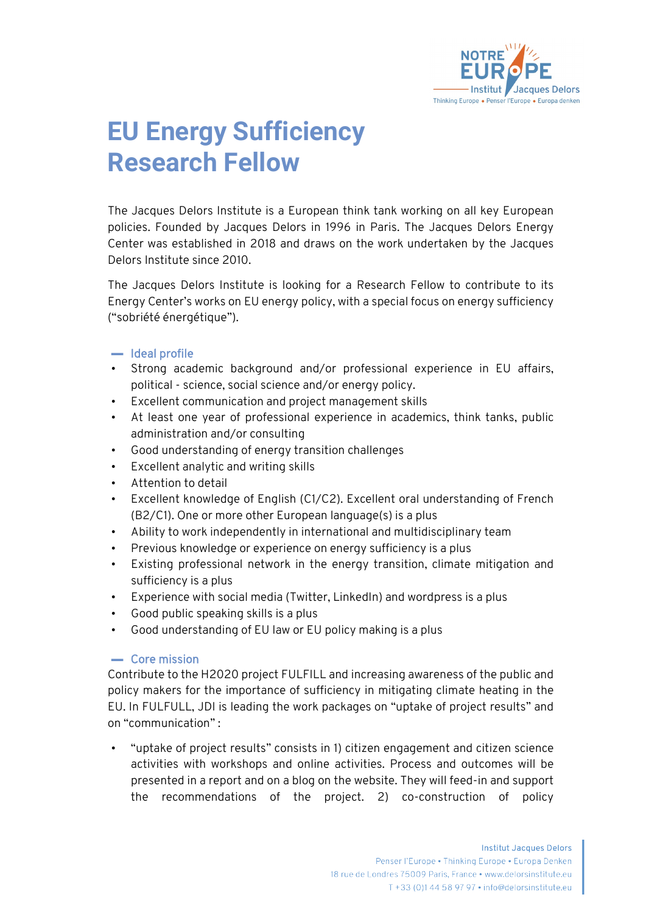# EU Energy Sufficiency Research Fellow

The Jacques Delors Institute is a European think tank working on all key European policies. Founded by Jacques Delors in 1996 in Paris. The Jacques Delors Energy Center was established in 2018 and draws on the work undertaken by the Jacques Delors Institute since 2010.

The Jacques Delors Institute is looking for a Research Fellow to contribute to its Energy Center's works on EU energy policy, with a special focus on energy sufficiency ("sobriété énergétique").

## Ideal profile

- Strong academic background and/or professional experience in EU affairs, political - science, social science and/or energy policy.
- Excellent communication and project management skills
- At least one year of professional experience in academics, think tanks, public administration and/or consulting
- Good understanding of energy transition challenges
- Excellent analytic and writing skills
- Attention to detail
- Excellent knowledge of English (C1/C2). Excellent oral understanding of French (B2/C1). One or more other European language(s) is a plus
- Ability to work independently in international and multidisciplinary team
- Previous knowledge or experience on energy sufficiency is a plus
- Existing professional network in the energy transition, climate mitigation and sufficiency is a plus
- Experience with social media (Twitter, LinkedIn) and wordpress is a plus
- Good public speaking skills is a plus
- Good understanding of EU law or EU policy making is a plus

## Core mission

Contribute to the H2020 project FULFILL and increasing awareness of the public and policy makers for the importance of sufficiency in mitigating climate heating in the EU. In FULFULL, JDI is leading the work packages on "uptake of project results" and on "communication" :

- "uptake of project results" consists in 1) citizen engagement and citizen science activities with workshops and online activities. Process and outcomes will be presented in a report and on a blog on the website. They will feed-in and support the recommendations of the project. 2) co-construction of policy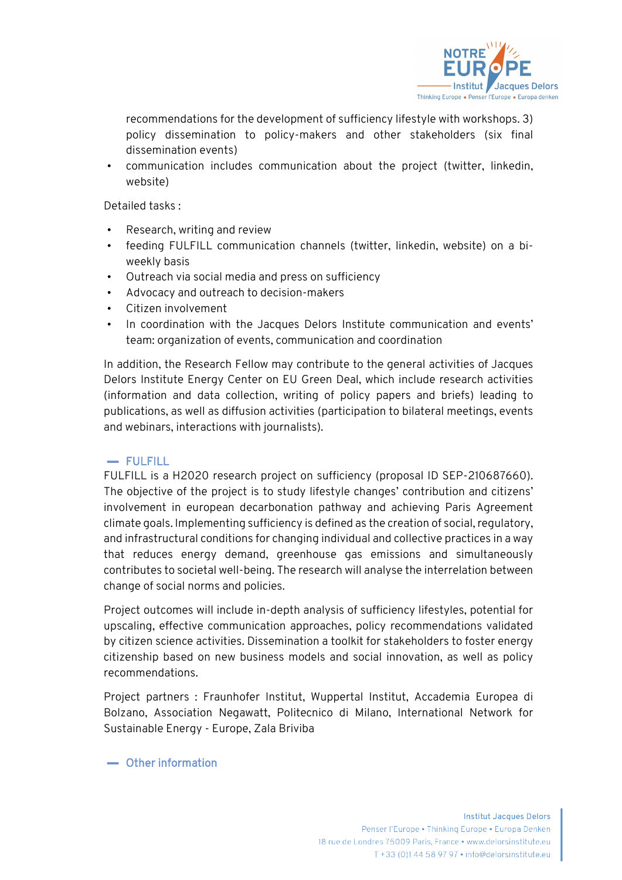recommendations for the development of sufficiency lifestyle with workshops. 3) policy dissemination to policy-makers and other stakeholders (six final dissemination events)

- communication includes communication about the project (twitter, linkedin, website)

Detailed tasks :

- Research, writing and review
- feeding FULFILL communication channels (twitter, linkedin, website) on a bi-weekly basis
- Outreach via social media and press on sufficiency
- Advocacy and outreach to decision-makers
- Citizen involvement
- In coordination with the Jacques Delors Institute communication and events' team: organization of events, communication and coordination

In addition, the Research Fellow may contribute to the general activities of Jacques Delors Institute Energy Center on EU Green Deal, which include research activities (information and data collection, writing of policy papers and briefs) leading to publications, as well as diffusion activities (participation to bilateral meetings, events and webinars, interactions with journalists).

## — FULFILL

FULFILL is a H2020 research project on sufficiency (proposal ID SEP-210687660). The objective of the project is to study lifestyle changes' contribution and citizens' involvement in european decarbonation pathway and achieving Paris Agreement climate goals. Implementing sufficiency is defined as the creation of social, regulatory, and infrastructural conditions for changing individual and collective practices in a way that reduces energy demand, greenhouse gas emissions and simultaneously contributes to societal well-being. The research will analyse the interrelation between change of social norms and policies.

Project outcomes will include in-depth analysis of sufficiency lifestyles, potential for upscaling, effective communication approaches, policy recommendations validated by citizen science activities. Dissemination a toolkit for stakeholders to foster energy citizenship based on new business models and social innovation, as well as policy recommendations.

Project partners : Fraunhofer Institut, Wuppertal Institut, Accademia Europea di Bolzano, Association Negawatt, Politecnico di Milano, International Network for Sustainable Energy - Europe, Zala Briviba

## — Other information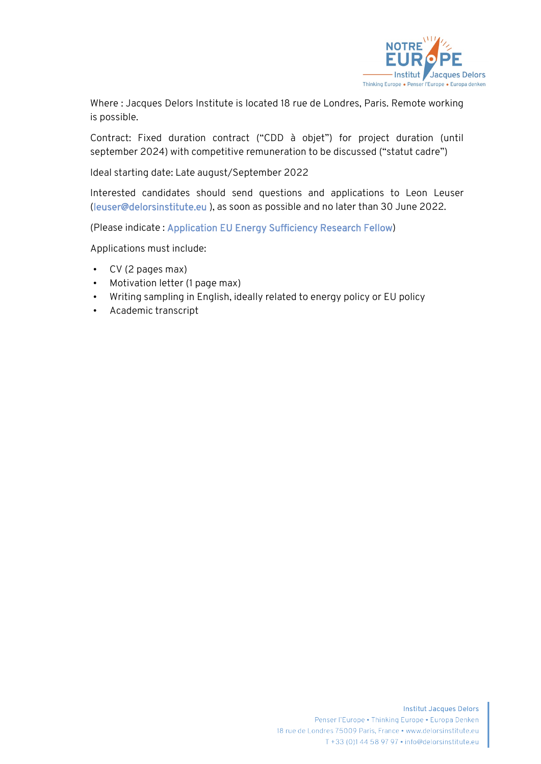Where : Jacques Delors Institute is located 18 rue de Londres, Paris. Remote working is possible.

Contract: Fixed duration contract ("CDD à objet") for project duration (until september 2024) with competitive remuneration to be discussed ("statut cadre")

Ideal starting date: Late august/September 2022

Interested candidates should send questions and applications to Leon Leuser (leuser@delorsinstitute.eu ), as soon as possible and no later than 30 June 2022.

(Please indicate : Application EU Energy Sufficiency Research Fellow)

Applications must include:

- CV (2 pages max)
- Motivation letter (1 page max)
- Writing sampling in English, ideally related to energy policy or EU policy
- Academic transcript